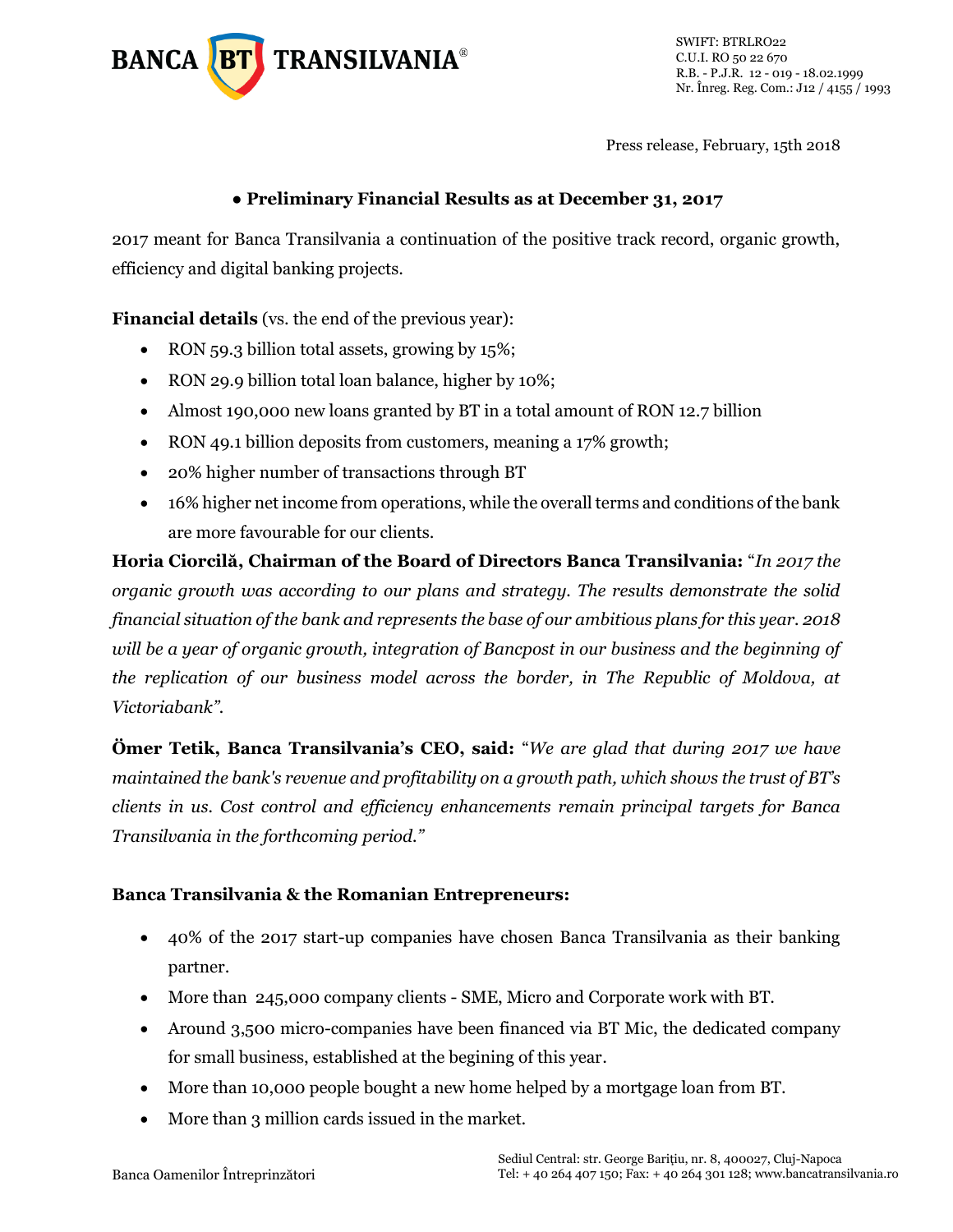**BANCA BT TRANSILVANIA®**

SWIFT: BTRLRO22
C.U.I. RO 50 22 670
R.B. - P.J.R. 12 - 019 - 18.02.1999
Nr. Înreg. Reg. Com.: J12 / 4155 / 1993

Press release, February, 15th 2018

## ● Preliminary Financial Results as at December 31, 2017

2017 meant for Banca Transilvania a continuation of the positive track record, organic growth, efficiency and digital banking projects.

**Financial details** (vs. the end of the previous year):

- RON 59.3 billion total assets, growing by 15%;
- RON 29.9 billion total loan balance, higher by 10%;
- Almost 190,000 new loans granted by BT in a total amount of RON 12.7 billion
- RON 49.1 billion deposits from customers, meaning a 17% growth;
- 20% higher number of transactions through BT
- 16% higher net income from operations, while the overall terms and conditions of the bank are more favourable for our clients.

**Horia Ciorcilă, Chairman of the Board of Directors Banca Transilvania:** "*In 2017 the organic growth was according to our plans and strategy. The results demonstrate the solid financial situation of the bank and represents the base of our ambitious plans for this year. 2018 will be a year of organic growth, integration of Bancpost in our business and the beginning of the replication of our business model across the border, in The Republic of Moldova, at Victoriabank".*

**Ömer Tetik, Banca Transilvania's CEO, said:** "*We are glad that during 2017 we have maintained the bank's revenue and profitability on a growth path, which shows the trust of BT's clients in us. Cost control and efficiency enhancements remain principal targets for Banca Transilvania in the forthcoming period."*

### Banca Transilvania & the Romanian Entrepreneurs:

- 40% of the 2017 start-up companies have chosen Banca Transilvania as their banking partner.
- More than 245,000 company clients - SME, Micro and Corporate work with BT.
- Around 3,500 micro-companies have been financed via BT Mic, the dedicated company for small business, established at the begining of this year.
- More than 10,000 people bought a new home helped by a mortgage loan from BT.
- More than 3 million cards issued in the market.

Banca Oamenilor Întreprinzători

Sediul Central: str. George Bariţiu, nr. 8, 400027, Cluj-Napoca
Tel: + 40 264 407 150; Fax: + 40 264 301 128; www.bancatransilvania.ro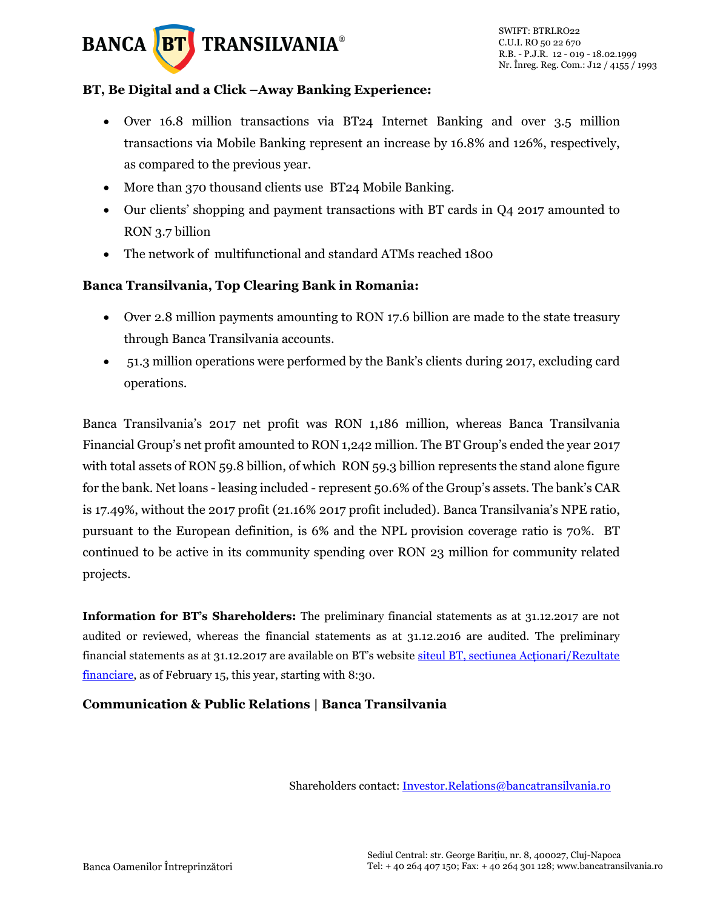**BT, Be Digital and a Click –Away Banking Experience:**

- Over 16.8 million transactions via BT24 Internet Banking and over 3.5 million transactions via Mobile Banking represent an increase by 16.8% and 126%, respectively, as compared to the previous year.
- More than 370 thousand clients use BT24 Mobile Banking.
- Our clients' shopping and payment transactions with BT cards in Q4 2017 amounted to RON 3.7 billion
- The network of multifunctional and standard ATMs reached 1800

**Banca Transilvania, Top Clearing Bank in Romania:**

- Over 2.8 million payments amounting to RON 17.6 billion are made to the state treasury through Banca Transilvania accounts.
- 51.3 million operations were performed by the Bank's clients during 2017, excluding card operations.

Banca Transilvania's 2017 net profit was RON 1,186 million, whereas Banca Transilvania Financial Group's net profit amounted to RON 1,242 million. The BT Group's ended the year 2017 with total assets of RON 59.8 billion, of which RON 59.3 billion represents the stand alone figure for the bank. Net loans - leasing included - represent 50.6% of the Group's assets. The bank's CAR is 17.49%, without the 2017 profit (21.16% 2017 profit included). Banca Transilvania's NPE ratio, pursuant to the European definition, is 6% and the NPL provision coverage ratio is 70%. BT continued to be active in its community spending over RON 23 million for community related projects.

**Information for BT's Shareholders:** The preliminary financial statements as at 31.12.2017 are not audited or reviewed, whereas the financial statements as at 31.12.2016 are audited. The preliminary financial statements as at 31.12.2017 are available on BT's website siteul BT, sectiunea Acţionari/Rezultate financiare, as of February 15, this year, starting with 8:30.

**Communication & Public Relations | Banca Transilvania**

Shareholders contact: Investor.Relations@bancatransilvania.ro